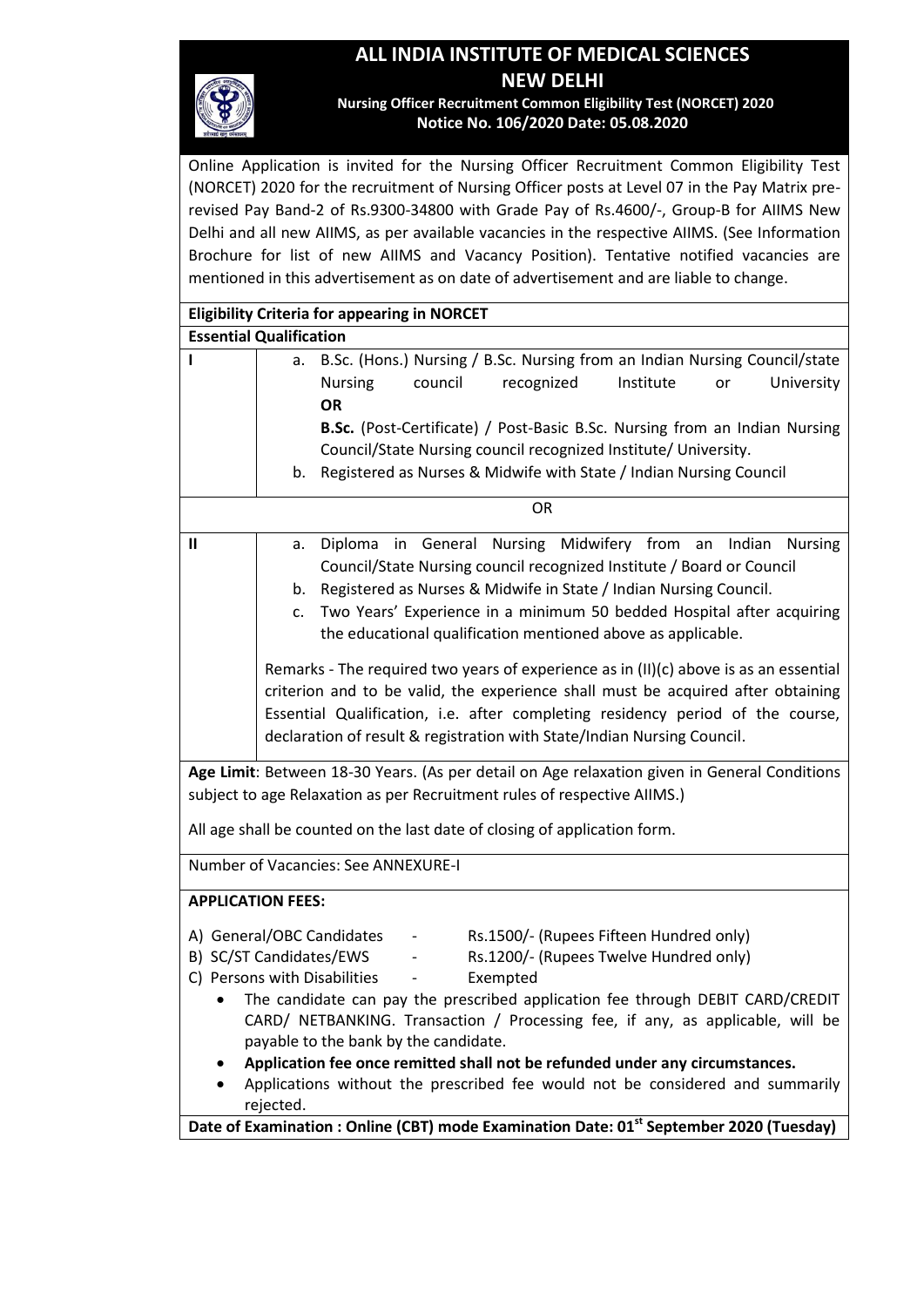# ALL INDIA INSTITUTE OF MEDICAL SCIENCES
# NEW DELHI

**Nursing Officer Recruitment Common Eligibility Test (NORCET) 2020**
**Notice No. 106/2020 Date: 05.08.2020**

Online Application is invited for the Nursing Officer Recruitment Common Eligibility Test (NORCET) 2020 for the recruitment of Nursing Officer posts at Level 07 in the Pay Matrix pre-revised Pay Band-2 of Rs.9300-34800 with Grade Pay of Rs.4600/-, Group-B for AIIMS New Delhi and all new AIIMS, as per available vacancies in the respective AIIMS. (See Information Brochure for list of new AIIMS and Vacancy Position). Tentative notified vacancies are mentioned in this advertisement as on date of advertisement and are liable to change.

**Eligibility Criteria for appearing in NORCET**

**Essential Qualification**

| | |
|---|---|
| **I** | a. B.Sc. (Hons.) Nursing / B.Sc. Nursing from an Indian Nursing Council/state Nursing council recognized Institute or University **OR** **B.Sc.** (Post-Certificate) / Post-Basic B.Sc. Nursing from an Indian Nursing Council/State Nursing council recognized Institute/ University.<br>b. Registered as Nurses & Midwife with State / Indian Nursing Council |
| | OR |
| **II** | a. Diploma in General Nursing Midwifery from an Indian Nursing Council/State Nursing council recognized Institute / Board or Council<br>b. Registered as Nurses & Midwife in State / Indian Nursing Council.<br>c. Two Years' Experience in a minimum 50 bedded Hospital after acquiring the educational qualification mentioned above as applicable.<br><br>Remarks - The required two years of experience as in (II)(c) above is as an essential criterion and to be valid, the experience shall must be acquired after obtaining Essential Qualification, i.e. after completing residency period of the course, declaration of result & registration with State/Indian Nursing Council. |

**Age Limit**: Between 18-30 Years. (As per detail on Age relaxation given in General Conditions subject to age Relaxation as per Recruitment rules of respective AIIMS.)

All age shall be counted on the last date of closing of application form.

Number of Vacancies: See ANNEXURE-I

**APPLICATION FEES:**

A) General/OBC Candidates - Rs.1500/- (Rupees Fifteen Hundred only)
B) SC/ST Candidates/EWS - Rs.1200/- (Rupees Twelve Hundred only)
C) Persons with Disabilities - Exempted

- The candidate can pay the prescribed application fee through DEBIT CARD/CREDIT CARD/ NETBANKING. Transaction / Processing fee, if any, as applicable, will be payable to the bank by the candidate.
- **Application fee once remitted shall not be refunded under any circumstances.**
- Applications without the prescribed fee would not be considered and summarily rejected.

**Date of Examination : Online (CBT) mode Examination Date: 01st September 2020 (Tuesday)**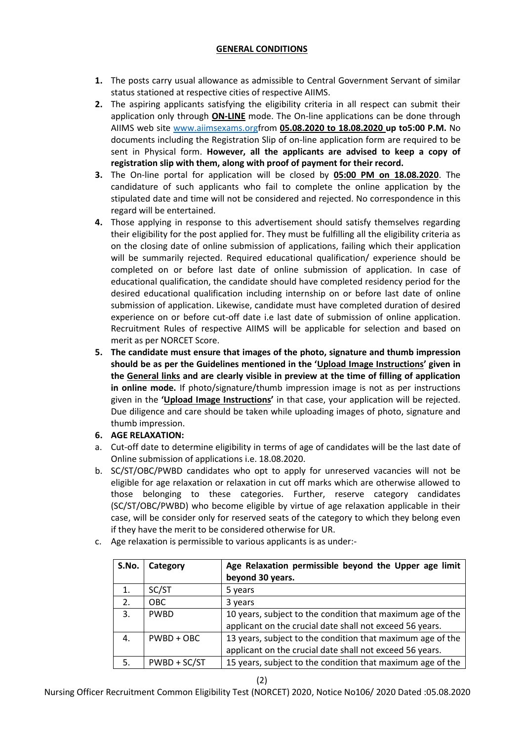## GENERAL CONDITIONS

1. The posts carry usual allowance as admissible to Central Government Servant of similar status stationed at respective cities of respective AIIMS.
2. The aspiring applicants satisfying the eligibility criteria in all respect can submit their application only through **ON-LINE** mode. The On-line applications can be done through AIIMS web site www.aiimsexams.orgfrom **05.08.2020 to 18.08.2020 up to5:00 P.M.** No documents including the Registration Slip of on-line application form are required to be sent in Physical form. **However, all the applicants are advised to keep a copy of registration slip with them, along with proof of payment for their record.**
3. The On-line portal for application will be closed by **05:00 PM on 18.08.2020**. The candidature of such applicants who fail to complete the online application by the stipulated date and time will not be considered and rejected. No correspondence in this regard will be entertained.
4. Those applying in response to this advertisement should satisfy themselves regarding their eligibility for the post applied for. They must be fulfilling all the eligibility criteria as on the closing date of online submission of applications, failing which their application will be summarily rejected. Required educational qualification/ experience should be completed on or before last date of online submission of application. In case of educational qualification, the candidate should have completed residency period for the desired educational qualification including internship on or before last date of online submission of application. Likewise, candidate must have completed duration of desired experience on or before cut-off date i.e last date of submission of online application. Recruitment Rules of respective AIIMS will be applicable for selection and based on merit as per NORCET Score.
5. **The candidate must ensure that images of the photo, signature and thumb impression should be as per the Guidelines mentioned in the 'Upload Image Instructions' given in the General links and are clearly visible in preview at the time of filling of application in online mode.** If photo/signature/thumb impression image is not as per instructions given in the **'Upload Image Instructions'** in that case, your application will be rejected. Due diligence and care should be taken while uploading images of photo, signature and thumb impression.
6. **AGE RELAXATION:**

a. Cut-off date to determine eligibility in terms of age of candidates will be the last date of Online submission of applications i.e. 18.08.2020.

b. SC/ST/OBC/PWBD candidates who opt to apply for unreserved vacancies will not be eligible for age relaxation or relaxation in cut off marks which are otherwise allowed to those belonging to these categories. Further, reserve category candidates (SC/ST/OBC/PWBD) who become eligible by virtue of age relaxation applicable in their case, will be consider only for reserved seats of the category to which they belong even if they have the merit to be considered otherwise for UR.

c. Age relaxation is permissible to various applicants is as under:-

| S.No. | Category | Age Relaxation permissible beyond the Upper age limit beyond 30 years. |
|---|---|---|
| 1. | SC/ST | 5 years |
| 2. | OBC | 3 years |
| 3. | PWBD | 10 years, subject to the condition that maximum age of the applicant on the crucial date shall not exceed 56 years. |
| 4. | PWBD + OBC | 13 years, subject to the condition that maximum age of the applicant on the crucial date shall not exceed 56 years. |
| 5. | PWBD + SC/ST | 15 years, subject to the condition that maximum age of the |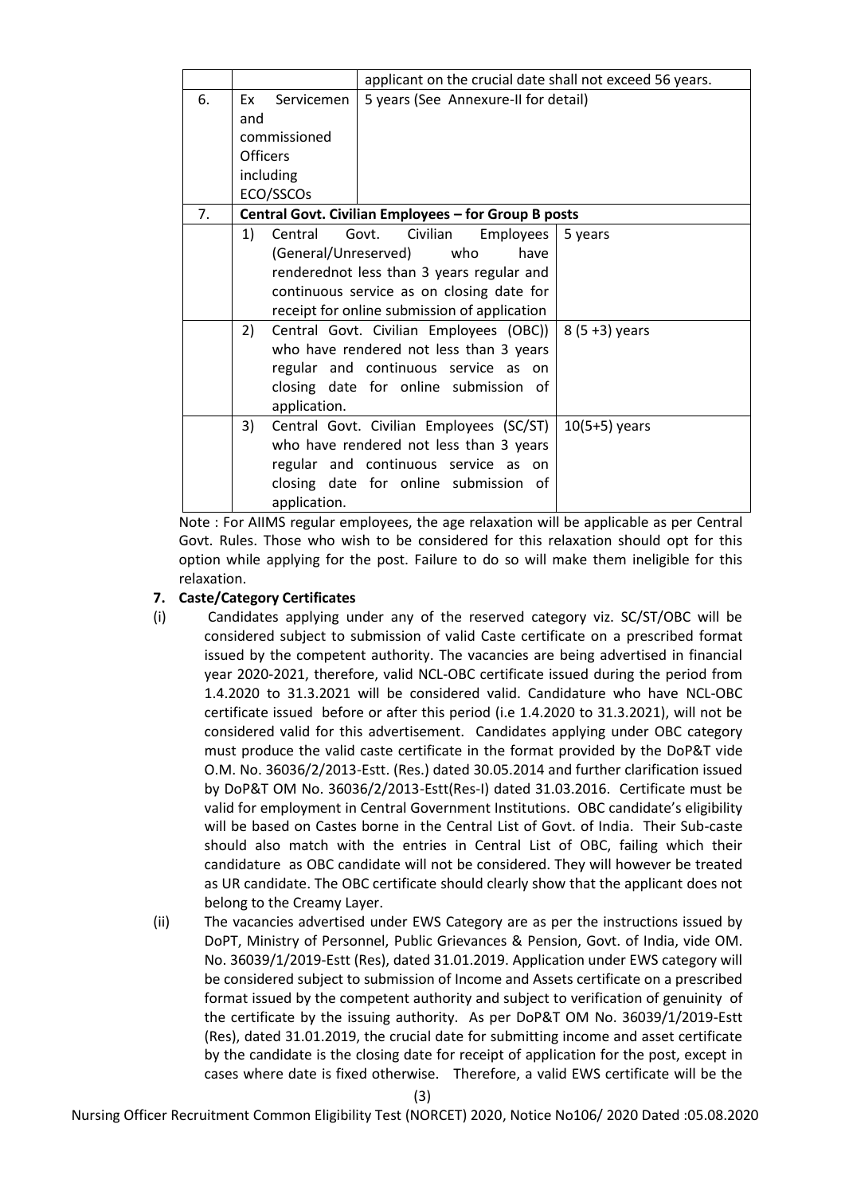| | | | |
|---|---|---|---|
| | | applicant on the crucial date shall not exceed 56 years. | |
| 6. | Ex Servicemen and commissioned Officers including ECO/SSCOs | 5 years (See Annexure-II for detail) | |
| 7. | **Central Govt. Civilian Employees – for Group B posts** | | |
| | 1) Central Govt. Civilian Employees (General/Unreserved) who have renderednot less than 3 years regular and continuous service as on closing date for receipt for online submission of application | | 5 years |
| | 2) Central Govt. Civilian Employees (OBC)) who have rendered not less than 3 years regular and continuous service as on closing date for online submission of application. | | 8 (5 +3) years |
| | 3) Central Govt. Civilian Employees (SC/ST) who have rendered not less than 3 years regular and continuous service as on closing date for online submission of application. | | 10(5+5) years |

Note : For AIIMS regular employees, the age relaxation will be applicable as per Central Govt. Rules. Those who wish to be considered for this relaxation should opt for this option while applying for the post. Failure to do so will make them ineligible for this relaxation.

**7. Caste/Category Certificates**

(i) Candidates applying under any of the reserved category viz. SC/ST/OBC will be considered subject to submission of valid Caste certificate on a prescribed format issued by the competent authority. The vacancies are being advertised in financial year 2020-2021, therefore, valid NCL-OBC certificate issued during the period from 1.4.2020 to 31.3.2021 will be considered valid. Candidature who have NCL-OBC certificate issued before or after this period (i.e 1.4.2020 to 31.3.2021), will not be considered valid for this advertisement. Candidates applying under OBC category must produce the valid caste certificate in the format provided by the DoP&T vide O.M. No. 36036/2/2013-Estt. (Res.) dated 30.05.2014 and further clarification issued by DoP&T OM No. 36036/2/2013-Estt(Res-I) dated 31.03.2016. Certificate must be valid for employment in Central Government Institutions. OBC candidate's eligibility will be based on Castes borne in the Central List of Govt. of India. Their Sub-caste should also match with the entries in Central List of OBC, failing which their candidature as OBC candidate will not be considered. They will however be treated as UR candidate. The OBC certificate should clearly show that the applicant does not belong to the Creamy Layer.

(ii) The vacancies advertised under EWS Category are as per the instructions issued by DoPT, Ministry of Personnel, Public Grievances & Pension, Govt. of India, vide OM. No. 36039/1/2019-Estt (Res), dated 31.01.2019. Application under EWS category will be considered subject to submission of Income and Assets certificate on a prescribed format issued by the competent authority and subject to verification of genuinity of the certificate by the issuing authority. As per DoP&T OM No. 36039/1/2019-Estt (Res), dated 31.01.2019, the crucial date for submitting income and asset certificate by the candidate is the closing date for receipt of application for the post, except in cases where date is fixed otherwise. Therefore, a valid EWS certificate will be the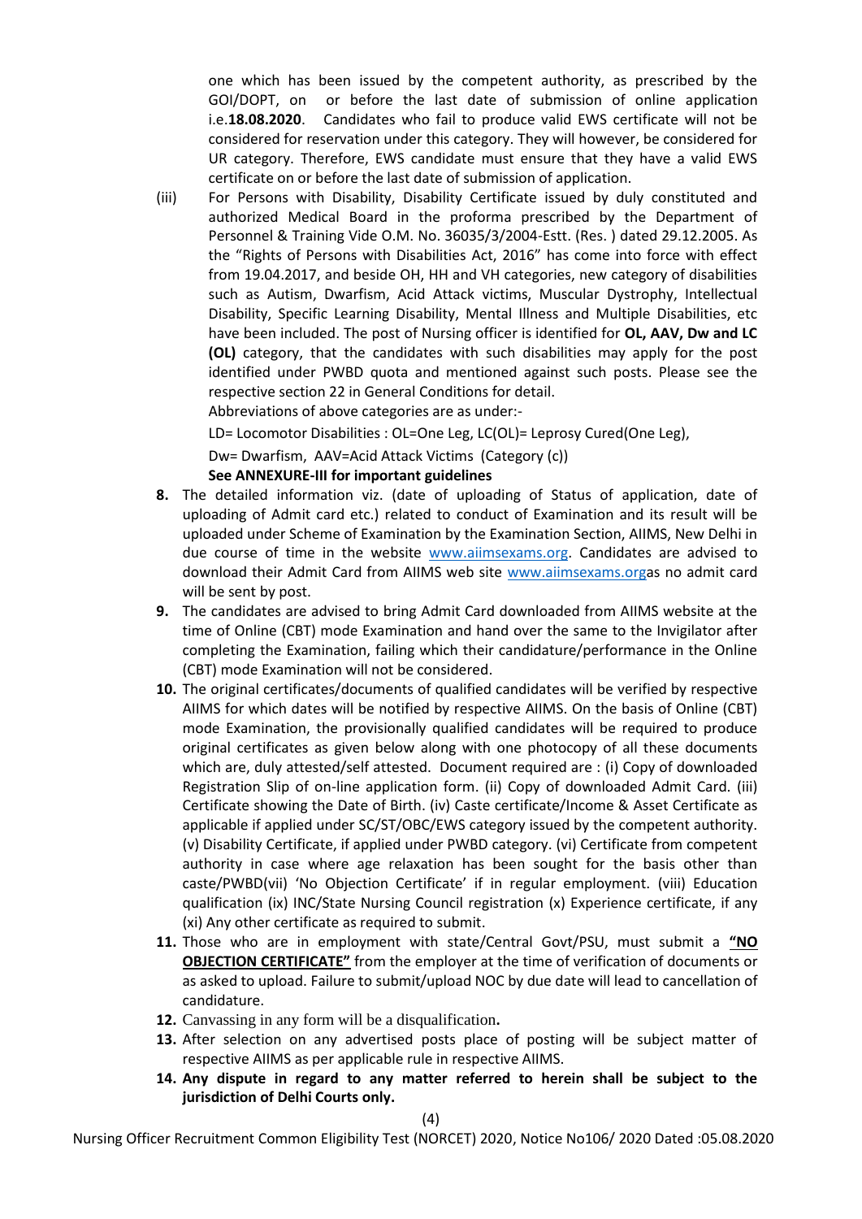one which has been issued by the competent authority, as prescribed by the GOI/DOPT, on or before the last date of submission of online application i.e.**18.08.2020**. Candidates who fail to produce valid EWS certificate will not be considered for reservation under this category. They will however, be considered for UR category. Therefore, EWS candidate must ensure that they have a valid EWS certificate on or before the last date of submission of application.

(iii) For Persons with Disability, Disability Certificate issued by duly constituted and authorized Medical Board in the proforma prescribed by the Department of Personnel & Training Vide O.M. No. 36035/3/2004-Estt. (Res. ) dated 29.12.2005. As the "Rights of Persons with Disabilities Act, 2016" has come into force with effect from 19.04.2017, and beside OH, HH and VH categories, new category of disabilities such as Autism, Dwarfism, Acid Attack victims, Muscular Dystrophy, Intellectual Disability, Specific Learning Disability, Mental Illness and Multiple Disabilities, etc have been included. The post of Nursing officer is identified for **OL, AAV, Dw and LC (OL)** category, that the candidates with such disabilities may apply for the post identified under PWBD quota and mentioned against such posts. Please see the respective section 22 in General Conditions for detail.

Abbreviations of above categories are as under:-

LD= Locomotor Disabilities : OL=One Leg, LC(OL)= Leprosy Cured(One Leg),

Dw= Dwarfism, AAV=Acid Attack Victims (Category (c))

**See ANNEXURE-III for important guidelines**

**8.** The detailed information viz. (date of uploading of Status of application, date of uploading of Admit card etc.) related to conduct of Examination and its result will be uploaded under Scheme of Examination by the Examination Section, AIIMS, New Delhi in due course of time in the website www.aiimsexams.org. Candidates are advised to download their Admit Card from AIIMS web site www.aiimsexams.orgas no admit card will be sent by post.

**9.** The candidates are advised to bring Admit Card downloaded from AIIMS website at the time of Online (CBT) mode Examination and hand over the same to the Invigilator after completing the Examination, failing which their candidature/performance in the Online (CBT) mode Examination will not be considered.

**10.** The original certificates/documents of qualified candidates will be verified by respective AIIMS for which dates will be notified by respective AIIMS. On the basis of Online (CBT) mode Examination, the provisionally qualified candidates will be required to produce original certificates as given below along with one photocopy of all these documents which are, duly attested/self attested. Document required are : (i) Copy of downloaded Registration Slip of on-line application form. (ii) Copy of downloaded Admit Card. (iii) Certificate showing the Date of Birth. (iv) Caste certificate/Income & Asset Certificate as applicable if applied under SC/ST/OBC/EWS category issued by the competent authority. (v) Disability Certificate, if applied under PWBD category. (vi) Certificate from competent authority in case where age relaxation has been sought for the basis other than caste/PWBD(vii) 'No Objection Certificate' if in regular employment. (viii) Education qualification (ix) INC/State Nursing Council registration (x) Experience certificate, if any (xi) Any other certificate as required to submit.

**11.** Those who are in employment with state/Central Govt/PSU, must submit a **"NO OBJECTION CERTIFICATE"** from the employer at the time of verification of documents or as asked to upload. Failure to submit/upload NOC by due date will lead to cancellation of candidature.

**12.** Canvassing in any form will be a disqualification**.**

**13.** After selection on any advertised posts place of posting will be subject matter of respective AIIMS as per applicable rule in respective AIIMS.

**14. Any dispute in regard to any matter referred to herein shall be subject to the jurisdiction of Delhi Courts only.**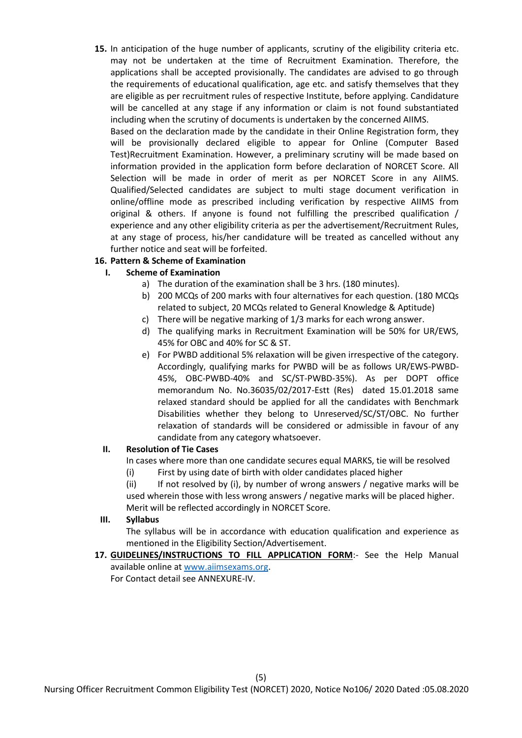**15.** In anticipation of the huge number of applicants, scrutiny of the eligibility criteria etc. may not be undertaken at the time of Recruitment Examination. Therefore, the applications shall be accepted provisionally. The candidates are advised to go through the requirements of educational qualification, age etc. and satisfy themselves that they are eligible as per recruitment rules of respective Institute, before applying. Candidature will be cancelled at any stage if any information or claim is not found substantiated including when the scrutiny of documents is undertaken by the concerned AIIMS.

Based on the declaration made by the candidate in their Online Registration form, they will be provisionally declared eligible to appear for Online (Computer Based Test)Recruitment Examination. However, a preliminary scrutiny will be made based on information provided in the application form before declaration of NORCET Score. All Selection will be made in order of merit as per NORCET Score in any AIIMS. Qualified/Selected candidates are subject to multi stage document verification in online/offline mode as prescribed including verification by respective AIIMS from original & others. If anyone is found not fulfilling the prescribed qualification / experience and any other eligibility criteria as per the advertisement/Recruitment Rules, at any stage of process, his/her candidature will be treated as cancelled without any further notice and seat will be forfeited.

**16. Pattern & Scheme of Examination**

**I. Scheme of Examination**

a) The duration of the examination shall be 3 hrs. (180 minutes).

b) 200 MCQs of 200 marks with four alternatives for each question. (180 MCQs related to subject, 20 MCQs related to General Knowledge & Aptitude)

c) There will be negative marking of 1/3 marks for each wrong answer.

d) The qualifying marks in Recruitment Examination will be 50% for UR/EWS, 45% for OBC and 40% for SC & ST.

e) For PWBD additional 5% relaxation will be given irrespective of the category. Accordingly, qualifying marks for PWBD will be as follows UR/EWS-PWBD-45%, OBC-PWBD-40% and SC/ST-PWBD-35%). As per DOPT office memorandum No. No.36035/02/2017-Estt (Res) dated 15.01.2018 same relaxed standard should be applied for all the candidates with Benchmark Disabilities whether they belong to Unreserved/SC/ST/OBC. No further relaxation of standards will be considered or admissible in favour of any candidate from any category whatsoever.

**II. Resolution of Tie Cases**

In cases where more than one candidate secures equal MARKS, tie will be resolved

(i) First by using date of birth with older candidates placed higher

(ii) If not resolved by (i), by number of wrong answers / negative marks will be used wherein those with less wrong answers / negative marks will be placed higher.

Merit will be reflected accordingly in NORCET Score.

**III. Syllabus**

The syllabus will be in accordance with education qualification and experience as mentioned in the Eligibility Section/Advertisement.

**17. GUIDELINES/INSTRUCTIONS TO FILL APPLICATION FORM**:- See the Help Manual available online at www.aiimsexams.org.

For Contact detail see ANNEXURE-IV.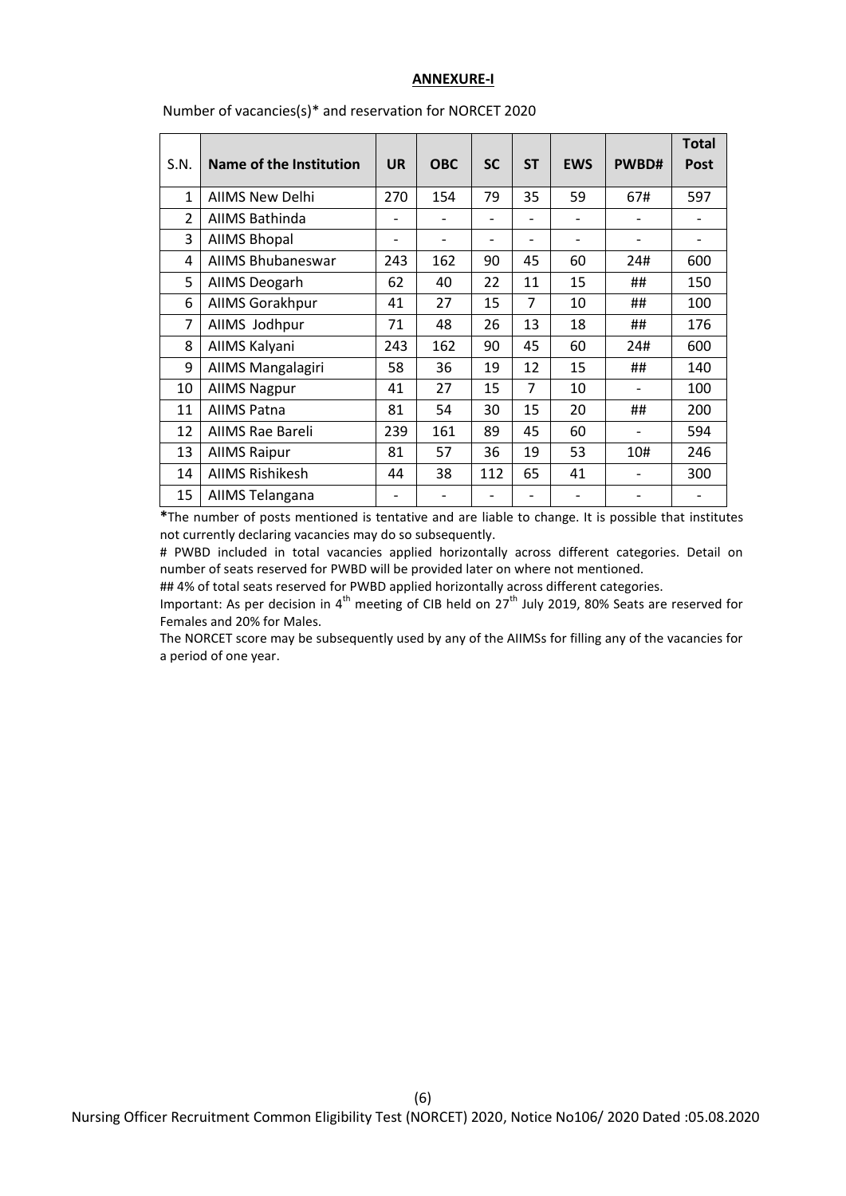**ANNEXURE-I**

Number of vacancies(s)* and reservation for NORCET 2020

| S.N. | Name of the Institution | UR | OBC | SC | ST | EWS | PWBD# | Total Post |
|---|---|---|---|---|---|---|---|---|
| 1 | AIIMS New Delhi | 270 | 154 | 79 | 35 | 59 | 67# | 597 |
| 2 | AIIMS Bathinda | - | - | - | - | - | - | - |
| 3 | AIIMS Bhopal | - | - | - | - | - | - | - |
| 4 | AIIMS Bhubaneswar | 243 | 162 | 90 | 45 | 60 | 24# | 600 |
| 5 | AIIMS Deogarh | 62 | 40 | 22 | 11 | 15 | ## | 150 |
| 6 | AIIMS Gorakhpur | 41 | 27 | 15 | 7 | 10 | ## | 100 |
| 7 | AIIMS Jodhpur | 71 | 48 | 26 | 13 | 18 | ## | 176 |
| 8 | AIIMS Kalyani | 243 | 162 | 90 | 45 | 60 | 24# | 600 |
| 9 | AIIMS Mangalagiri | 58 | 36 | 19 | 12 | 15 | ## | 140 |
| 10 | AIIMS Nagpur | 41 | 27 | 15 | 7 | 10 | - | 100 |
| 11 | AIIMS Patna | 81 | 54 | 30 | 15 | 20 | ## | 200 |
| 12 | AIIMS Rae Bareli | 239 | 161 | 89 | 45 | 60 | - | 594 |
| 13 | AIIMS Raipur | 81 | 57 | 36 | 19 | 53 | 10# | 246 |
| 14 | AIIMS Rishikesh | 44 | 38 | 112 | 65 | 41 | - | 300 |
| 15 | AIIMS Telangana | - | - | - | - | - | - | - |

**\***The number of posts mentioned is tentative and are liable to change. It is possible that institutes not currently declaring vacancies may do so subsequently.

# PWBD included in total vacancies applied horizontally across different categories. Detail on number of seats reserved for PWBD will be provided later on where not mentioned.

## 4% of total seats reserved for PWBD applied horizontally across different categories.

Important: As per decision in 4th meeting of CIB held on 27th July 2019, 80% Seats are reserved for Females and 20% for Males.

The NORCET score may be subsequently used by any of the AIIMSs for filling any of the vacancies for a period of one year.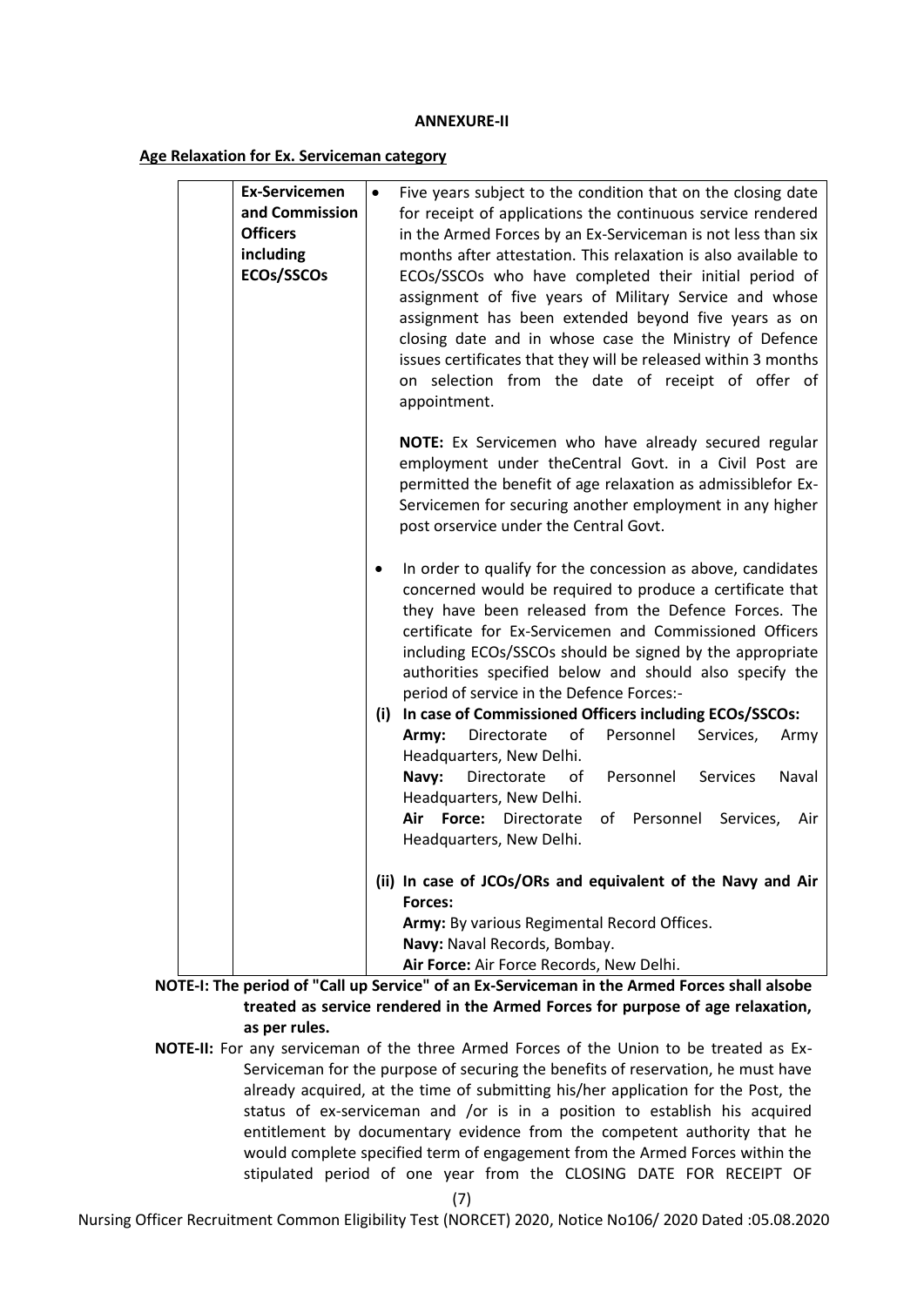**ANNEXURE-II**

**Age Relaxation for Ex. Serviceman category**

| | | |
|---|---|---|
| | **Ex-Servicemen and Commission Officers including ECOs/SSCOs** | • Five years subject to the condition that on the closing date for receipt of applications the continuous service rendered in the Armed Forces by an Ex-Serviceman is not less than six months after attestation. This relaxation is also available to ECOs/SSCOs who have completed their initial period of assignment of five years of Military Service and whose assignment has been extended beyond five years as on closing date and in whose case the Ministry of Defence issues certificates that they will be released within 3 months on selection from the date of receipt of offer of appointment.<br><br>**NOTE:** Ex Servicemen who have already secured regular employment under theCentral Govt. in a Civil Post are permitted the benefit of age relaxation as admissiblefor Ex-Servicemen for securing another employment in any higher post orservice under the Central Govt.<br><br>• In order to qualify for the concession as above, candidates concerned would be required to produce a certificate that they have been released from the Defence Forces. The certificate for Ex-Servicemen and Commissioned Officers including ECOs/SSCOs should be signed by the appropriate authorities specified below and should also specify the period of service in the Defence Forces:-<br>**(i) In case of Commissioned Officers including ECOs/SSCOs:**<br>**Army:** Directorate of Personnel Services, Army Headquarters, New Delhi.<br>**Navy:** Directorate of Personnel Services Naval Headquarters, New Delhi.<br>**Air Force:** Directorate of Personnel Services, Air Headquarters, New Delhi.<br><br>**(ii) In case of JCOs/ORs and equivalent of the Navy and Air Forces:**<br>**Army:** By various Regimental Record Offices.<br>**Navy:** Naval Records, Bombay.<br>**Air Force:** Air Force Records, New Delhi. |

**NOTE-I: The period of "Call up Service" of an Ex-Serviceman in the Armed Forces shall alsobe treated as service rendered in the Armed Forces for purpose of age relaxation, as per rules.**

**NOTE-II:** For any serviceman of the three Armed Forces of the Union to be treated as Ex-Serviceman for the purpose of securing the benefits of reservation, he must have already acquired, at the time of submitting his/her application for the Post, the status of ex-serviceman and /or is in a position to establish his acquired entitlement by documentary evidence from the competent authority that he would complete specified term of engagement from the Armed Forces within the stipulated period of one year from the CLOSING DATE FOR RECEIPT OF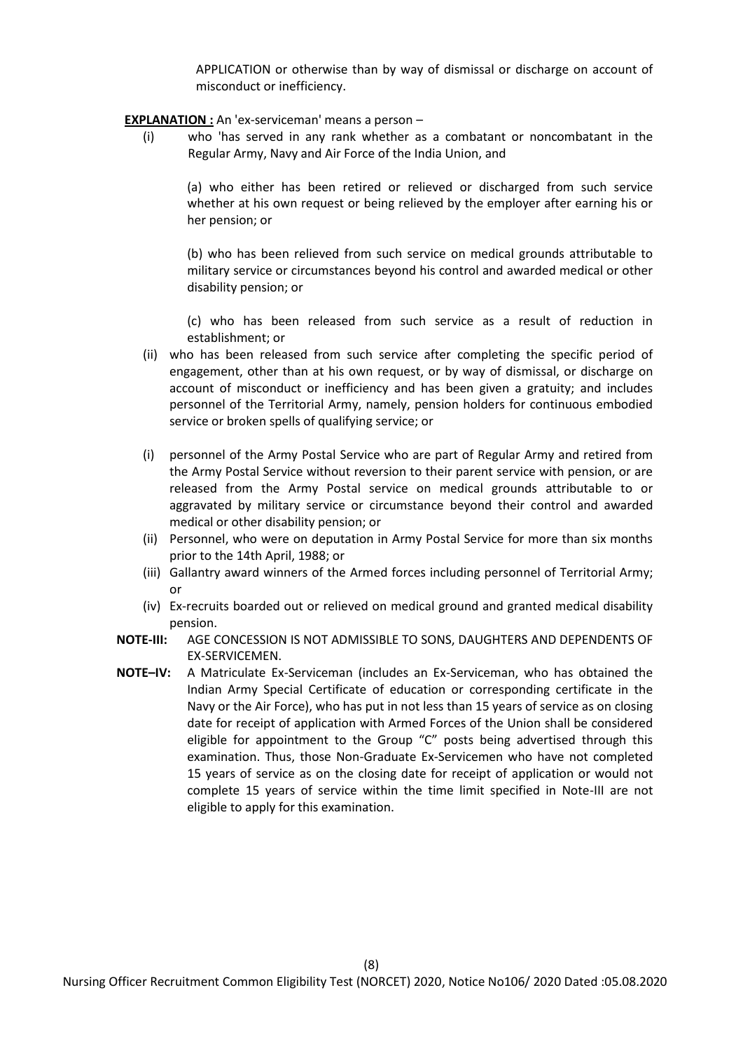APPLICATION or otherwise than by way of dismissal or discharge on account of misconduct or inefficiency.

**EXPLANATION :** An 'ex-serviceman' means a person –

(i) who 'has served in any rank whether as a combatant or noncombatant in the Regular Army, Navy and Air Force of the India Union, and

(a) who either has been retired or relieved or discharged from such service whether at his own request or being relieved by the employer after earning his or her pension; or

(b) who has been relieved from such service on medical grounds attributable to military service or circumstances beyond his control and awarded medical or other disability pension; or

(c) who has been released from such service as a result of reduction in establishment; or

(ii) who has been released from such service after completing the specific period of engagement, other than at his own request, or by way of dismissal, or discharge on account of misconduct or inefficiency and has been given a gratuity; and includes personnel of the Territorial Army, namely, pension holders for continuous embodied service or broken spells of qualifying service; or

(i) personnel of the Army Postal Service who are part of Regular Army and retired from the Army Postal Service without reversion to their parent service with pension, or are released from the Army Postal service on medical grounds attributable to or aggravated by military service or circumstance beyond their control and awarded medical or other disability pension; or

(ii) Personnel, who were on deputation in Army Postal Service for more than six months prior to the 14th April, 1988; or

(iii) Gallantry award winners of the Armed forces including personnel of Territorial Army; or

(iv) Ex-recruits boarded out or relieved on medical ground and granted medical disability pension.

**NOTE-III:** AGE CONCESSION IS NOT ADMISSIBLE TO SONS, DAUGHTERS AND DEPENDENTS OF EX-SERVICEMEN.

**NOTE–IV:** A Matriculate Ex-Serviceman (includes an Ex-Serviceman, who has obtained the Indian Army Special Certificate of education or corresponding certificate in the Navy or the Air Force), who has put in not less than 15 years of service as on closing date for receipt of application with Armed Forces of the Union shall be considered eligible for appointment to the Group "C" posts being advertised through this examination. Thus, those Non-Graduate Ex-Servicemen who have not completed 15 years of service as on the closing date for receipt of application or would not complete 15 years of service within the time limit specified in Note-III are not eligible to apply for this examination.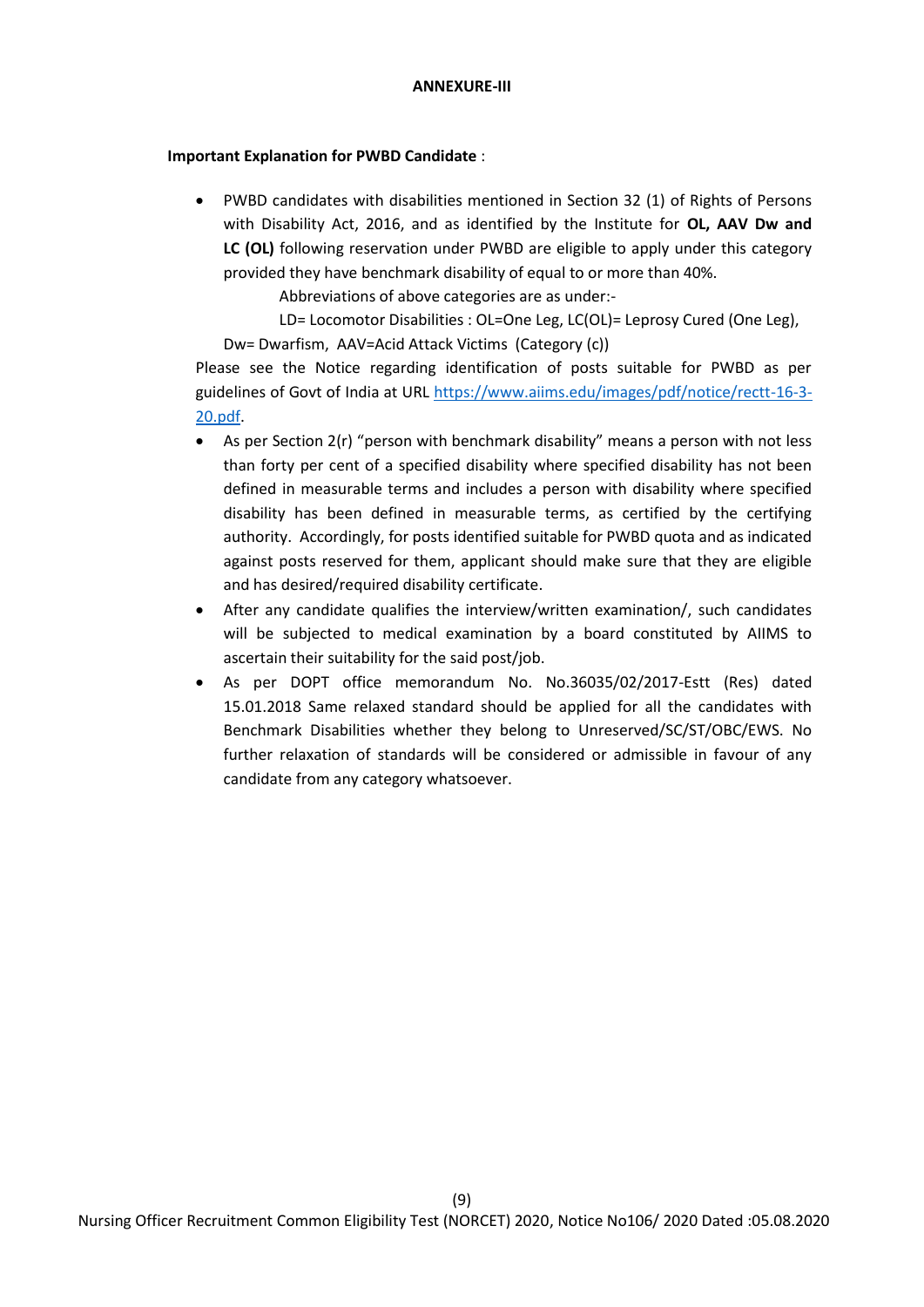**ANNEXURE-III**

**Important Explanation for PWBD Candidate** :

- PWBD candidates with disabilities mentioned in Section 32 (1) of Rights of Persons with Disability Act, 2016, and as identified by the Institute for **OL, AAV Dw and LC (OL)** following reservation under PWBD are eligible to apply under this category provided they have benchmark disability of equal to or more than 40%.

  Abbreviations of above categories are as under:-

  LD= Locomotor Disabilities : OL=One Leg, LC(OL)= Leprosy Cured (One Leg), Dw= Dwarfism, AAV=Acid Attack Victims (Category (c))

  Please see the Notice regarding identification of posts suitable for PWBD as per guidelines of Govt of India at URL [https://www.aiims.edu/images/pdf/notice/rectt-16-3-20.pdf](https://www.aiims.edu/images/pdf/notice/rectt-16-3-20.pdf).

- As per Section 2(r) "person with benchmark disability" means a person with not less than forty per cent of a specified disability where specified disability has not been defined in measurable terms and includes a person with disability where specified disability has been defined in measurable terms, as certified by the certifying authority. Accordingly, for posts identified suitable for PWBD quota and as indicated against posts reserved for them, applicant should make sure that they are eligible and has desired/required disability certificate.
- After any candidate qualifies the interview/written examination/, such candidates will be subjected to medical examination by a board constituted by AIIMS to ascertain their suitability for the said post/job.
- As per DOPT office memorandum No. No.36035/02/2017-Estt (Res) dated 15.01.2018 Same relaxed standard should be applied for all the candidates with Benchmark Disabilities whether they belong to Unreserved/SC/ST/OBC/EWS. No further relaxation of standards will be considered or admissible in favour of any candidate from any category whatsoever.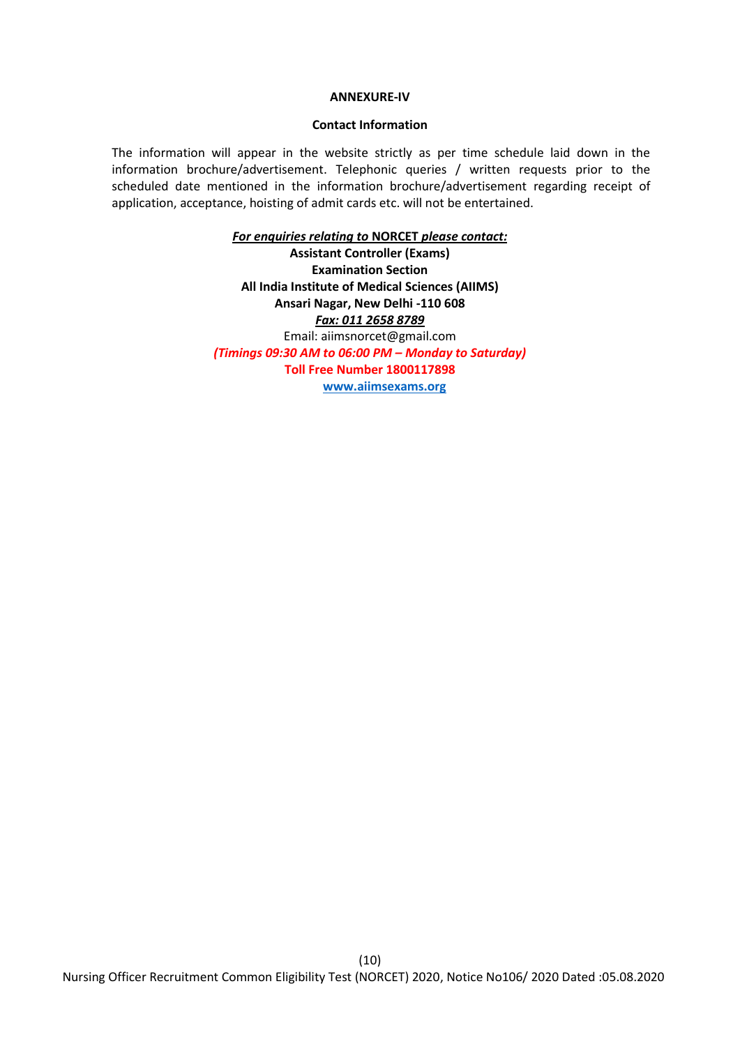**ANNEXURE-IV**

**Contact Information**

The information will appear in the website strictly as per time schedule laid down in the information brochure/advertisement. Telephonic queries / written requests prior to the scheduled date mentioned in the information brochure/advertisement regarding receipt of application, acceptance, hoisting of admit cards etc. will not be entertained.

***For enquiries relating to* NORCET *please contact:***

**Assistant Controller (Exams)**
**Examination Section**
**All India Institute of Medical Sciences (AIIMS)**
**Ansari Nagar, New Delhi -110 608**
***Fax: 011 2658 8789***
Email: aiimsnorcet@gmail.com
***(Timings 09:30 AM to 06:00 PM – Monday to Saturday)***
**Toll Free Number 1800117898**
**www.aiimsexams.org**